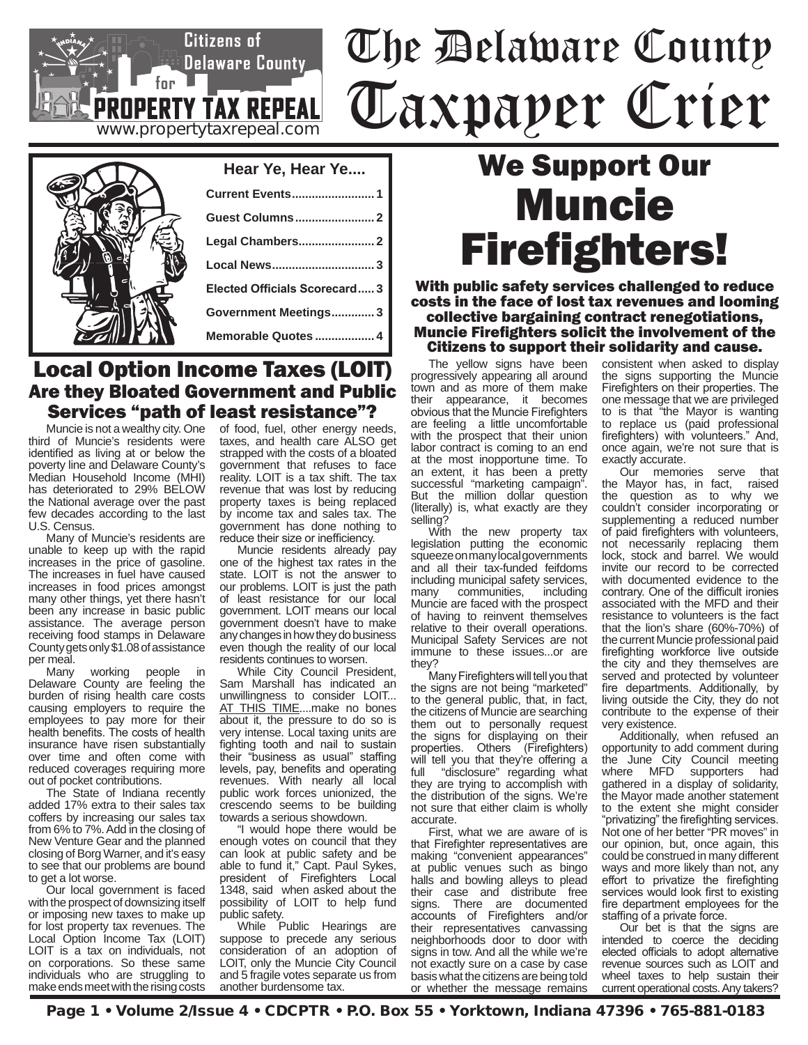Citizens of Delaware County for PROPERTY TAX REPEAL
www.propertytaxrepeal.com

# The Delaware County Taxpayer Crier

**Hear Ye, Hear Ye....**

- Current Events........................ 1
- Guest Columns........................ 2
- Legal Chambers....................... 2
- Local News.............................. 3
- Elected Officials Scorecard..... 3
- Government Meetings............ 3
- Memorable Quotes ................. 4

## Local Option Income Taxes (LOIT)

### Are they Bloated Government and Public Services "path of least resistance"?

Muncie is not a wealthy city. One third of Muncie's residents were identified as living at or below the poverty line and Delaware County's Median Household Income (MHI) has deteriorated to 29% BELOW the National average over the past few decades according to the last U.S. Census.

Many of Muncie's residents are unable to keep up with the rapid increases in the price of gasoline. The increases in fuel have caused increases in food prices amongst many other things, yet there hasn't been any increase in basic public assistance. The average person receiving food stamps in Delaware County gets only $1.08 of assistance per meal.

Many working people in Delaware County are feeling the burden of rising health care costs causing employers to require the employees to pay more for their health benefits. The costs of health insurance have risen substantially over time and often come with reduced coverages requiring more out of pocket contributions.

The State of Indiana recently added 17% extra to their sales tax coffers by increasing our sales tax from 6% to 7%. Add in the closing of New Venture Gear and the planned closing of Borg Warner, and it's easy to see that our problems are bound to get a lot worse.

Our local government is faced with the prospect of downsizing itself or imposing new taxes to make up for lost property tax revenues. The Local Option Income Tax (LOIT) LOIT is a tax on individuals, not on corporations. So these same individuals who are struggling to make ends meet with the rising costs of food, fuel, other energy needs, taxes, and health care ALSO get strapped with the costs of a bloated government that refuses to face reality. LOIT is a tax shift. The tax revenue that was lost by reducing property taxes is being replaced by income tax and sales tax. The government has done nothing to reduce their size or inefficiency.

Muncie residents already pay one of the highest tax rates in the state. LOIT is not the answer to our problems. LOIT is just the path of least resistance for our local government. LOIT means our local government doesn't have to make any changes in how they do business even though the reality of our local residents continues to worsen.

While City Council President, Sam Marshall has indicated an unwillingness to consider LOIT... AT THIS TIME....make no bones about it, the pressure to do so is very intense. Local taxing units are fighting tooth and nail to sustain their "business as usual" staffing levels, pay, benefits and operating revenues. With nearly all local public work forces unionized, the crescendo seems to be building towards a serious showdown.

"I would hope there would be enough votes on council that they can look at public safety and be able to fund it," Capt. Paul Sykes, president of Firefighters Local 1348, said when asked about the possibility of LOIT to help fund public safety.

While Public Hearings are suppose to precede any serious consideration of an adoption of LOIT, only the Muncie City Council and 5 fragile votes separate us from another burdensome tax.

## We Support Our Muncie Firefighters!

**With public safety services challenged to reduce costs in the face of lost tax revenues and looming collective bargaining contract renegotiations, Muncie Firefighters solicit the involvement of the Citizens to support their solidarity and cause.**

The yellow signs have been progressively appearing all around town and as more of them make their appearance, it becomes obvious that the Muncie Firefighters are feeling a little uncomfortable with the prospect that their union labor contract is coming to an end at the most inopportune time. To an extent, it has been a pretty successful "marketing campaign". But the million dollar question (literally) is, what exactly are they selling?

With the new property tax legislation putting the economic squeeze on many local governments and all their tax-funded feifdoms including municipal safety services, many communities, including Muncie are faced with the prospect of having to reinvent themselves relative to their overall operations. Municipal Safety Services are not immune to these issues...or are they?

Many Firefighters will tell you that the signs are not being "marketed" to the general public, that, in fact, the citizens of Muncie are searching them out to personally request the signs for displaying on their properties. Others (Firefighters) will tell you that they're offering a full "disclosure" regarding what they are trying to accomplish with the distribution of the signs. We're not sure that either claim is wholly accurate.

First, what we are aware of is that Firefighter representatives are making "convenient appearances" at public venues such as bingo halls and bowling alleys to plead their case and distribute free signs. There are documented accounts of Firefighters and/or their representatives canvassing neighborhoods door to door with signs in tow. And all the while we're not exactly sure on a case by case basis what the citizens are being told or whether the message remains consistent when asked to display the signs supporting the Muncie Firefighters on their properties. The one message that we are privileged to is that "the Mayor is wanting to replace us (paid professional firefighters) with volunteers." And, once again, we're not sure that is exactly accurate.

Our memories serve that the Mayor has, in fact, raised the question as to why we couldn't consider incorporating or supplementing a reduced number of paid firefighters with volunteers, not necessarily replacing them lock, stock and barrel. We would invite our record to be corrected with documented evidence to the contrary. One of the difficult ironies associated with the MFD and their resistance to volunteers is the fact that the lion's share (60%-70%) of the current Muncie professional paid firefighting workforce live outside the city, and they themselves are served and protected by volunteer fire departments. Additionally, by living outside the City, they do not contribute to the expense of their very existence.

Additionally, when refused an opportunity to add comment during the June City Council meeting where MFD supporters had gathered in a display of solidarity, the Mayor made another statement to the extent she might consider "privatizing" the firefighting services. Not one of her better "PR moves" in our opinion, but, once again, this could be construed in many different ways and more likely than not, any effort to privatize the firefighting services would look first to existing fire department employees for the staffing of a private force.

Our bet is that the signs are intended to coerce the deciding elected officials to adopt alternative revenue sources such as LOIT and wheel taxes to help sustain their current operational costs. Any takers?

Page 1 • Volume 2/Issue 4 • CDCPTR • P.O. Box 55 • Yorktown, Indiana 47396 • 765-881-0183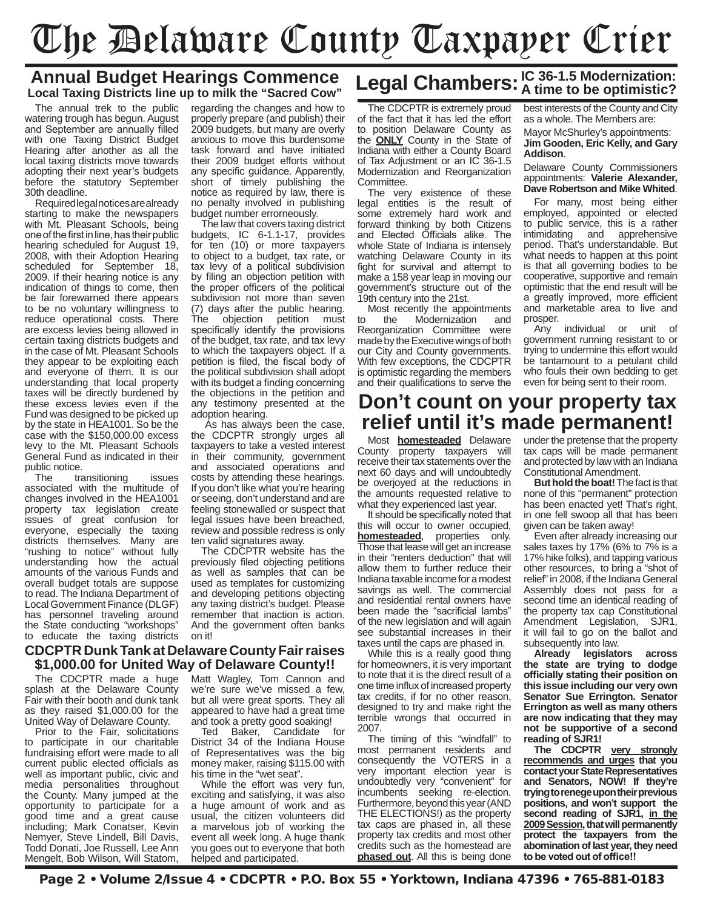# The Delaware County Taxpayer Crier

## Annual Budget Hearings Commence

### Local Taxing Districts line up to milk the "Sacred Cow"

The annual trek to the public watering trough has begun. August and September are annually filled with one Taxing District Budget Hearing after another as all the local taxing districts move towards adopting their next year's budgets before the statutory September 30th deadline.

Required legal notices are already starting to make the newspapers with Mt. Pleasant Schools, being one of the first in line, has their public hearing scheduled for August 19, 2008, with their Adoption Hearing scheduled for September 18, 2009. If their hearing notice is any indication of things to come, then be fair forewarned there appears to be no voluntary willingness to reduce operational costs. There are excess levies being allowed in certain taxing districts budgets and in the case of Mt. Pleasant Schools they appear to be exploiting each and everyone of them. It is our understanding that local property taxes will be directly burdened by these excess levies even if the Fund was designed to be picked up by the state in HEA1001. So be the case with the $150,000.00 excess levy to the Mt. Pleasant Schools General Fund as indicated in their public notice.

The transitioning issues associated with the multitude of changes involved in the HEA1001 property tax legislation create issues of great confusion for everyone, especially the taxing districts themselves. Many are "rushing to notice" without fully understanding how the actual amounts of the various Funds and overall budget totals are suppose to read. The Indiana Department of Local Government Finance (DLGF) has personnel traveling around the State conducting "workshops" to educate the taxing districts regarding the changes and how to properly prepare (and publish) their 2009 budgets, but many are overly anxious to move this burdensome task forward and have initiated their 2009 budget efforts without any specific guidance. Apparently, short of timely publishing the notice as required by law, there is no penalty involved in publishing budget number errorneously.

The law that covers taxing district budgets, IC 6-1.1-17, provides for ten (10) or more taxpayers to object to a budget, tax rate, or tax levy of a political subdivision by filing an objection petition with the proper officers of the political subdivision not more than seven (7) days after the public hearing. The objection petition must specifically identify the provisions of the budget, tax rate, and tax levy to which the taxpayers object. If a petition is filed, the fiscal body of the political subdivision shall adopt with its budget a finding concerning the objections in the petition and any testimony presented at the adoption hearing.

As has always been the case, the CDCPTR strongly urges all taxpayers to take a vested interest in their community, government and associated operations and costs by attending these hearings. If you don't like what you're hearing or seeing, don't understand and are feeling stonewalled or suspect that legal issues have been breached, review and possible redress is only ten valid signatures away.

The CDCPTR website has the previously filed objecting petitions as well as samples that can be used as templates for customizing and developing petitions objecting any taxing district's budget. Please remember that inaction is action. And the government often banks on it!

### CDCPTR Dunk Tank at Delaware County Fair raises $1,000.00 for United Way of Delaware County!!

The CDCPTR made a huge splash at the Delaware County Fair with their booth and dunk tank as they raised $1,000.00 for the United Way of Delaware County.

Prior to the Fair, solicitations to participate in our charitable fundraising effort were made to all current public elected officials as well as important public, civic and media personalities throughout the County. Many jumped at the opportunity to participate for a good time and a great cause including; Mark Conatser, Kevin Nemyer, Steve Lindell, Bill Davis, Todd Donati, Joe Russell, Lee Ann Mengelt, Bob Wilson, Will Statom, Matt Wagley, Tom Cannon and we're sure we've missed a few, but all were great sports. They all appeared to have had a great time and took a pretty good soaking!

Ted Baker, Candidate for District 34 of the Indiana House of Representatives was the big money maker, raising $115.00 with his time in the "wet seat".

While the effort was very fun, exciting and satisfying, it was also a huge amount of work and as usual, the citizen volunteers did a marvelous job of working the event all week long. A huge thank you goes out to everyone that both helped and participated.

## Legal Chambers: IC 36-1.5 Modernization: A time to be optimistic?

The CDCPTR is extremely proud of the fact that it has led the effort to position Delaware County as the **ONLY** County in the State of Indiana with either a County Board of Tax Adjustment or an IC 36-1.5 Modernization and Reorganization Committee.

The very existence of these legal entities is the result of some extremely hard work and forward thinking by both Citizens and Elected Officials alike. The whole State of Indiana is intensely watching Delaware County in its fight for survival and attempt to make a 158 year leap in moving our government's structure out of the 19th century into the 21st.

Most recently the appointments to the Modernization and Reorganization Committee were made by the Executive wings of both our City and County governments. With few exceptions, the CDCPTR is optimistic regarding the members and their qualifications to serve the best interests of the County and City as a whole. The Members are:

Mayor McShurley's appointments: **Jim Gooden, Eric Kelly, and Gary Addison**.

Delaware County Commissioners appointments: **Valerie Alexander, Dave Robertson and Mike Whited**.

For many, most being either employed, appointed or elected to public service, this is a rather intimidating and apprehensive period. That's understandable. But what needs to happen at this point is that all governing bodies to be cooperative, supportive and remain optimistic that the end result will be a greatly improved, more efficient and marketable area to live and prosper.

Any individual or unit of government running resistant to or trying to undermine this effort would be tantamount to a petulant child who fouls their own bedding to get even for being sent to their room.

## Don't count on your property tax relief until it's made permanent!

Most **homesteaded** Delaware County property taxpayers will receive their tax statements over the next 60 days and will undoubtedly be overjoyed at the reductions in the amounts requested relative to what they experienced last year.

It should be specifically noted that this will occur to owner occupied, **homesteaded**, properties only. Those that lease will get an increase in their "renters deduction" that will allow them to further reduce their Indiana taxable income for a modest savings as well. The commercial and residential rental owners have been made the "sacrificial lambs" of the new legislation and will again see substantial increases in their taxes until the caps are phased in.

While this is a really good thing for homeowners, it is very important to note that it is the direct result of a one time influx of increased property tax credits, if for no other reason, designed to try and make right the terrible wrongs that occurred in 2007.

The timing of this "windfall" to most permanent residents and consequently the VOTERS in a very important election year is undoubtedly very "convenient" for incumbents seeking re-election. Furthermore, beyond this year (AND THE ELECTIONS!) as the property tax caps are phased in, all these property tax credits and most other credits such as the homestead are **phased out**. All this is being done under the pretense that the property tax caps will be made permanent and protected by law with an Indiana Constitutional Amendment.

**But hold the boat!** The fact is that none of this "permanent" protection has been enacted yet! That's right, in one fell swoop all that has been given can be taken away!

Even after already increasing our sales taxes by 17% (6% to 7% is a 17% hike folks), and tapping various other resources, to bring a "shot of relief" in 2008, if the Indiana General Assembly does not pass for a second time an identical reading of the property tax cap Constitutional Amendment Legislation, SJR1, it will fail to go on the ballot and subsequently into law.

**Already legislators across the state are trying to dodge officially stating their position on this issue including our very own Senator Sue Errington. Senator Errington as well as many others are now indicating that they may not be supportive of a second reading of SJR1!**

**The CDCPTR very strongly recommends and urges that you contact your State Representatives and Senators, NOW! If they're trying to renege upon their previous positions, and won't support the second reading of SJR1, in the 2009 Session, that will permanently protect the taxpayers from the abomination of last year, they need to be voted out of office!!**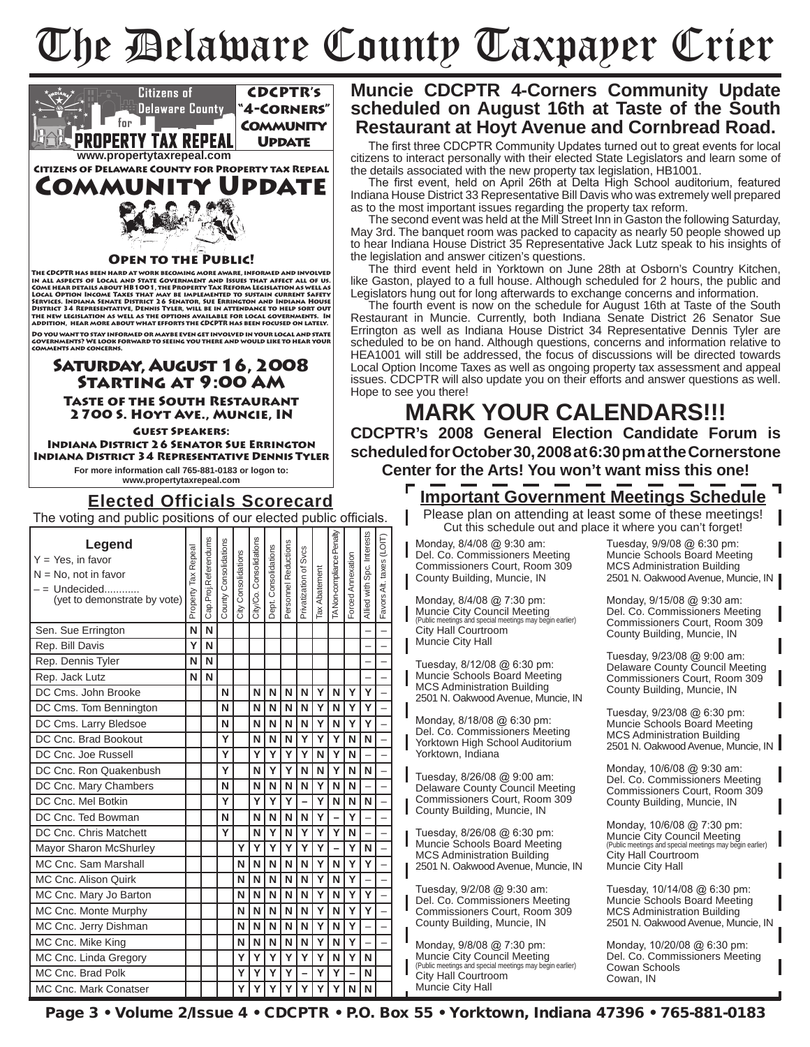# The Delaware County Taxpayer Crier

**Citizens of Delaware County for PROPERTY TAX REPEAL**

**CDCPTR's "4-Corners" Community Update**

www.propertytaxrepeal.com

**Citizens of Delaware County for Property Tax Repeal**

## COMMUNITY UPDATE

**OPEN TO THE PUBLIC!**

The CDCPTR has been hard at work becoming more aware, informed and involved in all aspects of Local and State Government and Issues that affect all of us. Come hear details about HB1001, the Property Tax Reform Legislation as well as Local Option Income Taxes that may be implemented to sustain current Safety Services. Indiana Senate District 26 Senator, Sue Errington and Indiana House District 34 Representative, Dennis Tyler, will be in attendance to help sort out the new legislation as well as the options available for local governments. In addition, hear more about what efforts the CDCPTR has been focused on lately.

Do you want to stay informed or maybe even get involved in your local and state governments? We look forward to seeing you there and would like to hear your comments and concerns.

### SATURDAY, AUGUST 16, 2008 STARTING AT 9:00 AM

**Taste of the South Restaurant**
**2700 S. Hoyt Ave., Muncie, IN**

**Guest Speakers:**
**Indiana District 26 Senator Sue Errington**
**Indiana District 34 Representative Dennis Tyler**

For more information call 765-881-0183 or logon to: www.propertytaxrepeal.com

## Muncie CDCPTR 4-Corners Community Update scheduled on August 16th at Taste of the South Restaurant at Hoyt Avenue and Cornbread Road.

The first three CDCPTR Community Updates turned out to great events for local citizens to interact personally with their elected State Legislators and learn some of the details associated with the new property tax legislation, HB1001.

The first event, held on April 26th at Delta High School auditorium, featured Indiana House District 33 Representative Bill Davis who was extremely well prepared as to the most important issues regarding the property tax reform.

The second event was held at the Mill Street Inn in Gaston the following Saturday, May 3rd. The banquet room was packed to capacity as nearly 50 people showed up to hear Indiana House District 35 Representative Jack Lutz speak to his insights of the legislation and answer citizen's questions.

The third event held in Yorktown on June 28th at Osborn's Country Kitchen, like Gaston, played to a full house. Although scheduled for 2 hours, the public and Legislators hung out for long afterwards to exchange concerns and information.

The fourth event is now on the schedule for August 16th at Taste of the South Restaurant in Muncie. Currently, both Indiana Senate District 26 Senator Sue Errington as well as Indiana House District 34 Representative Dennis Tyler are scheduled to be on hand. Although questions, concerns and information relative to HEA1001 will still be addressed, the focus of discussions will be directed towards Local Option Income Taxes as well as ongoing property tax assessment and appeal issues. CDCPTR will also update you on their efforts and answer questions as well. Hope to see you there!

## MARK YOUR CALENDARS!!!

**CDCPTR's 2008 General Election Candidate Forum is scheduled for October 30, 2008 at 6:30 pm at the Cornerstone Center for the Arts! You won't want miss this one!**

## Elected Officials Scorecard

The voting and public positions of our elected public officials.

**Legend**
Y = Yes, in favor
N = No, not in favor
– = Undecided............ (yet to demonstrate by vote)

| | Property Tax Repeal | Cap.Proj.Referendums | County Consolidations | City Consolidations | City/Co. Consolidations | Dept. Consolidations | Personnel Reductions | Privatization of Svcs | Tax Abatement | TA Non-compliance Penalty | Forced Annexation | Allied with Spc. Interests | Favors Alt. taxes (LOIT) |
|---|---|---|---|---|---|---|---|---|---|---|---|---|---|
| Sen. Sue Errington | N | N | | | | | | | | | | – | – |
| Rep. Bill Davis | Y | N | | | | | | | | | | – | – |
| Rep. Dennis Tyler | N | N | | | | | | | | | | – | – |
| Rep. Jack Lutz | N | N | | | | | | | | | | – | – |
| DC Cms. John Brooke | | | N | | N | N | N | N | Y | N | Y | Y | – |
| DC Cms. Tom Bennington | | | N | | N | N | N | N | Y | N | Y | Y | – |
| DC Cms. Larry Bledsoe | | | N | | N | N | N | N | Y | N | Y | Y | – |
| DC Cnc. Brad Bookout | | | Y | | N | N | N | Y | Y | Y | N | N | – |
| DC Cnc. Joe Russell | | | Y | | Y | Y | Y | Y | N | Y | N | – | – |
| DC Cnc. Ron Quakenbush | | | Y | | N | Y | Y | N | N | Y | N | N | – |
| DC Cnc. Mary Chambers | | | N | | N | N | N | N | Y | N | N | – | – |
| DC Cnc. Mel Botkin | | | Y | | Y | Y | Y | – | Y | N | N | N | – |
| DC Cnc. Ted Bowman | | | N | | N | N | N | N | Y | – | Y | – | – |
| DC Cnc. Chris Matchett | | | Y | | N | Y | N | Y | Y | Y | N | – | – |
| Mayor Sharon McShurley | | | | Y | Y | Y | Y | Y | Y | – | Y | N | – |
| MC Cnc. Sam Marshall | | | | N | N | N | N | N | Y | N | Y | Y | – |
| MC Cnc. Alison Quirk | | | | N | N | N | N | N | Y | N | Y | – | – |
| MC Cnc. Mary Jo Barton | | | | N | N | N | N | N | Y | N | Y | Y | – |
| MC Cnc. Monte Murphy | | | | N | N | N | N | N | Y | N | Y | Y | – |
| MC Cnc. Jerry Dishman | | | | N | N | N | N | N | Y | N | Y | – | – |
| MC Cnc. Mike King | | | | N | N | N | N | N | Y | N | Y | – | – |
| MC Cnc. Linda Gregory | | | | Y | Y | Y | Y | Y | Y | N | Y | N | |
| MC Cnc. Brad Polk | | | | Y | Y | Y | Y | – | Y | Y | – | N | |
| MC Cnc. Mark Conatser | | | | Y | Y | Y | Y | Y | Y | Y | N | N | |

## Important Government Meetings Schedule

Please plan on attending at least some of these meetings! Cut this schedule out and place it where you can't forget!

Monday, 8/4/08 @ 9:30 am:
Del. Co. Commissioners Meeting
Commissioners Court, Room 309
County Building, Muncie, IN

Monday, 8/4/08 @ 7:30 pm:
Muncie City Council Meeting
(Public meetings and special meetings may begin earlier)
City Hall Courtroom
Muncie City Hall

Tuesday, 8/12/08 @ 6:30 pm:
Muncie Schools Board Meeting
MCS Administration Building
2501 N. Oakwood Avenue, Muncie, IN

Monday, 8/18/08 @ 6:30 pm:
Del. Co. Commissioners Meeting
Yorktown High School Auditorium
Yorktown, Indiana

Tuesday, 8/26/08 @ 9:00 am:
Delaware County Council Meeting
Commissioners Court, Room 309
County Building, Muncie, IN

Tuesday, 8/26/08 @ 6:30 pm:
Muncie Schools Board Meeting
MCS Administration Building
2501 N. Oakwood Avenue, Muncie, IN

Tuesday, 9/2/08 @ 9:30 am:
Del. Co. Commissioners Meeting
Commissioners Court, Room 309
County Building, Muncie, IN

Monday, 9/8/08 @ 7:30 pm:
Muncie City Council Meeting
(Public meetings and special meetings may begin earlier)
City Hall Courtroom
Muncie City Hall

Tuesday, 9/9/08 @ 6:30 pm:
Muncie Schools Board Meeting
MCS Administration Building
2501 N. Oakwood Avenue, Muncie, IN

Monday, 9/15/08 @ 9:30 am:
Del. Co. Commissioners Meeting
Commissioners Court, Room 309
County Building, Muncie, IN

Tuesday, 9/23/08 @ 9:00 am:
Delaware County Council Meeting
Commissioners Court, Room 309
County Building, Muncie, IN

Tuesday, 9/23/08 @ 6:30 pm:
Muncie Schools Board Meeting
MCS Administration Building
2501 N. Oakwood Avenue, Muncie, IN

Monday, 10/6/08 @ 9:30 am:
Del. Co. Commissioners Meeting
Commissioners Court, Room 309
County Building, Muncie, IN

Monday, 10/6/08 @ 7:30 pm:
Muncie City Council Meeting
(Public meetings and special meetings may begin earlier)
City Hall Courtroom
Muncie City Hall

Tuesday, 10/14/08 @ 6:30 pm:
Muncie Schools Board Meeting
MCS Administration Building
2501 N. Oakwood Avenue, Muncie, IN

Monday, 10/20/08 @ 6:30 pm:
Del. Co. Commissioners Meeting
Cowan Schools
Cowan, IN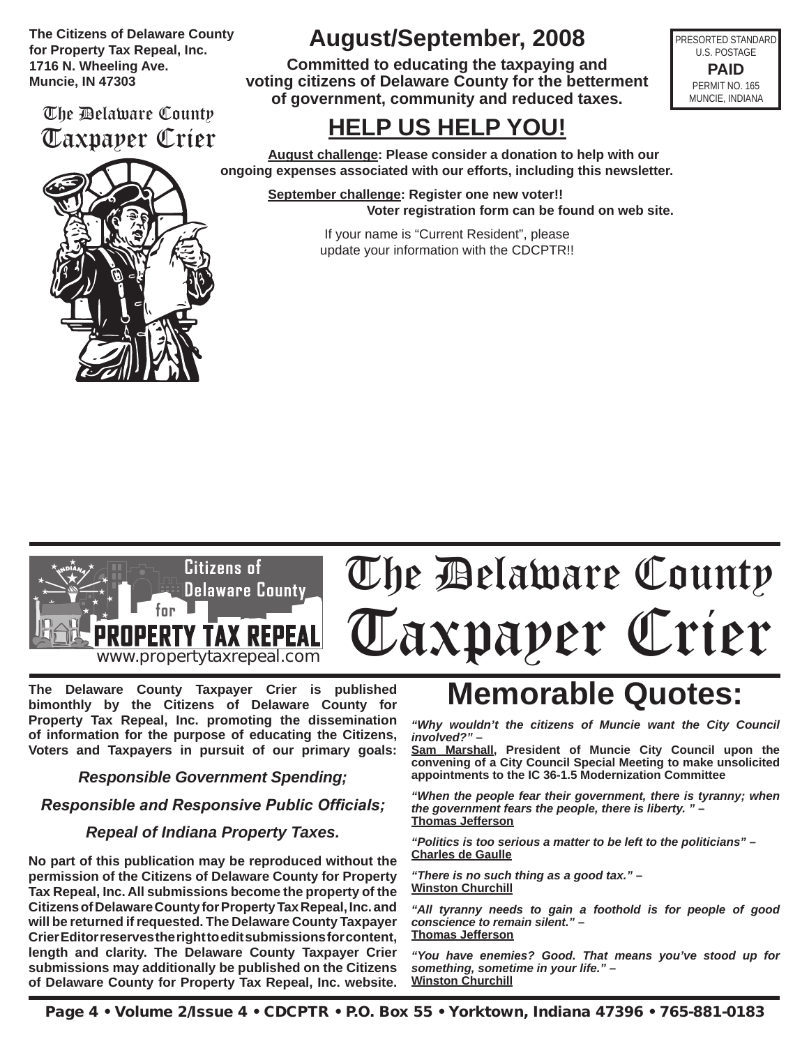**The Citizens of Delaware County for Property Tax Repeal, Inc.**
**1716 N. Wheeling Ave.**
**Muncie, IN 47303**

The Delaware County Taxpayer Crier

# August/September, 2008

**Committed to educating the taxpaying and voting citizens of Delaware County for the betterment of government, community and reduced taxes.**

PRESORTED STANDARD
U.S. POSTAGE
**PAID**
PERMIT NO. 165
MUNCIE, INDIANA

## HELP US HELP YOU!

**August challenge: Please consider a donation to help with our ongoing expenses associated with our efforts, including this newsletter.**

**September challenge: Register one new voter!! Voter registration form can be found on web site.**

If your name is "Current Resident", please update your information with the CDCPTR!!

Citizens of Delaware County for PROPERTY TAX REPEAL
www.propertytaxrepeal.com

# The Delaware County Taxpayer Crier

**The Delaware County Taxpayer Crier is published bimonthly by the Citizens of Delaware County for Property Tax Repeal, Inc. promoting the dissemination of information for the purpose of educating the Citizens, Voters and Taxpayers in pursuit of our primary goals:**

***Responsible Government Spending;***

***Responsible and Responsive Public Officials;***

***Repeal of Indiana Property Taxes.***

**No part of this publication may be reproduced without the permission of the Citizens of Delaware County for Property Tax Repeal, Inc. All submissions become the property of the Citizens of Delaware County for Property Tax Repeal, Inc. and will be returned if requested. The Delaware County Taxpayer Crier Editor reserves the right to edit submissions for content, length and clarity. The Delaware County Taxpayer Crier submissions may additionally be published on the Citizens of Delaware County for Property Tax Repeal, Inc. website.**

# Memorable Quotes:

***"Why wouldn't the citizens of Muncie want the City Council involved?"* –**
**Sam Marshall, President of Muncie City Council upon the convening of a City Council Special Meeting to make unsolicited appointments to the IC 36-1.5 Modernization Committee**

***"When the people fear their government, there is tyranny; when the government fears the people, there is liberty. "* –**
**Thomas Jefferson**

***"Politics is too serious a matter to be left to the politicians"* –**
**Charles de Gaulle**

***"There is no such thing as a good tax."* –**
**Winston Churchill**

***"All tyranny needs to gain a foothold is for people of good conscience to remain silent."* –**
**Thomas Jefferson**

***"You have enemies? Good. That means you've stood up for something, sometime in your life."* –**
**Winston Churchill**